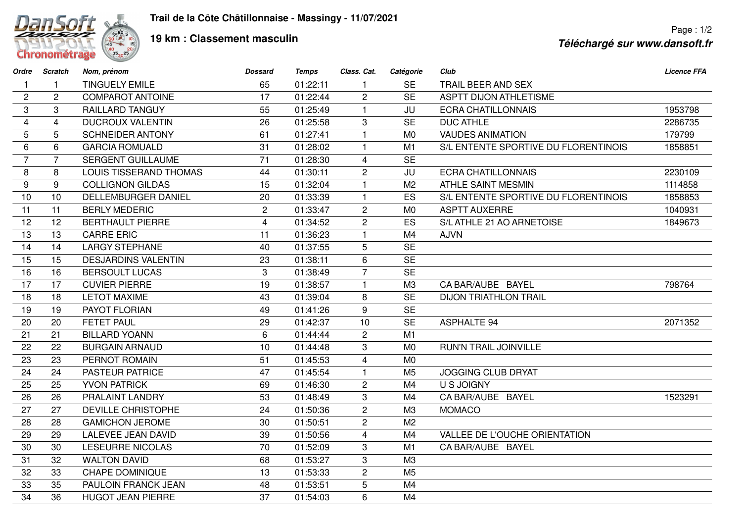# Trail de la Côte Châtillonnaise - Massingy - 11/07/2021

## 19 km : Classement masculin

*Téléchargé sur www.dansoft.fr*

| Ordre | Scratch | Nom, prénom | Dossard | Temps | Class. Cat. | Catégorie | Club | Licence FFA |
|---|---|---|---|---|---|---|---|---|
| 1 | 1 | TINGUELY EMILE | 65 | 01:22:11 | 1 | SE | TRAIL BEER AND SEX | |
| 2 | 2 | COMPAROT ANTOINE | 17 | 01:22:44 | 2 | SE | ASPTT DIJON ATHLETISME | |
| 3 | 3 | RAILLARD TANGUY | 55 | 01:25:49 | 1 | JU | ECRA CHATILLONNAIS | 1953798 |
| 4 | 4 | DUCROUX VALENTIN | 26 | 01:25:58 | 3 | SE | DUC ATHLE | 2286735 |
| 5 | 5 | SCHNEIDER ANTONY | 61 | 01:27:41 | 1 | M0 | VAUDES ANIMATION | 179799 |
| 6 | 6 | GARCIA ROMUALD | 31 | 01:28:02 | 1 | M1 | S/L ENTENTE SPORTIVE DU FLORENTINOIS | 1858851 |
| 7 | 7 | SERGENT GUILLAUME | 71 | 01:28:30 | 4 | SE | | |
| 8 | 8 | LOUIS TISSERAND THOMAS | 44 | 01:30:11 | 2 | JU | ECRA CHATILLONNAIS | 2230109 |
| 9 | 9 | COLLIGNON GILDAS | 15 | 01:32:04 | 1 | M2 | ATHLE SAINT MESMIN | 1114858 |
| 10 | 10 | DELLEMBURGER DANIEL | 20 | 01:33:39 | 1 | ES | S/L ENTENTE SPORTIVE DU FLORENTINOIS | 1858853 |
| 11 | 11 | BERLY MEDERIC | 2 | 01:33:47 | 2 | M0 | ASPTT AUXERRE | 1040931 |
| 12 | 12 | BERTHAULT PIERRE | 4 | 01:34:52 | 2 | ES | S/L ATHLE 21 AO ARNETOISE | 1849673 |
| 13 | 13 | CARRE ERIC | 11 | 01:36:23 | 1 | M4 | AJVN | |
| 14 | 14 | LARGY STEPHANE | 40 | 01:37:55 | 5 | SE | | |
| 15 | 15 | DESJARDINS VALENTIN | 23 | 01:38:11 | 6 | SE | | |
| 16 | 16 | BERSOULT LUCAS | 3 | 01:38:49 | 7 | SE | | |
| 17 | 17 | CUVIER PIERRE | 19 | 01:38:57 | 1 | M3 | CA BAR/AUBE BAYEL | 798764 |
| 18 | 18 | LETOT MAXIME | 43 | 01:39:04 | 8 | SE | DIJON TRIATHLON TRAIL | |
| 19 | 19 | PAYOT FLORIAN | 49 | 01:41:26 | 9 | SE | | |
| 20 | 20 | FETET PAUL | 29 | 01:42:37 | 10 | SE | ASPHALTE 94 | 2071352 |
| 21 | 21 | BILLARD YOANN | 6 | 01:44:44 | 2 | M1 | | |
| 22 | 22 | BURGAIN ARNAUD | 10 | 01:44:48 | 3 | M0 | RUN'N TRAIL JOINVILLE | |
| 23 | 23 | PERNOT ROMAIN | 51 | 01:45:53 | 4 | M0 | | |
| 24 | 24 | PASTEUR PATRICE | 47 | 01:45:54 | 1 | M5 | JOGGING CLUB DRYAT | |
| 25 | 25 | YVON PATRICK | 69 | 01:46:30 | 2 | M4 | U S JOIGNY | |
| 26 | 26 | PRALAINT LANDRY | 53 | 01:48:49 | 3 | M4 | CA BAR/AUBE BAYEL | 1523291 |
| 27 | 27 | DEVILLE CHRISTOPHE | 24 | 01:50:36 | 2 | M3 | MOMACO | |
| 28 | 28 | GAMICHON JEROME | 30 | 01:50:51 | 2 | M2 | | |
| 29 | 29 | LALEVEE JEAN DAVID | 39 | 01:50:56 | 4 | M4 | VALLEE DE L'OUCHE ORIENTATION | |
| 30 | 30 | LESEURRE NICOLAS | 70 | 01:52:09 | 3 | M1 | CA BAR/AUBE BAYEL | |
| 31 | 32 | WALTON DAVID | 68 | 01:53:27 | 3 | M3 | | |
| 32 | 33 | CHAPE DOMINIQUE | 13 | 01:53:33 | 2 | M5 | | |
| 33 | 35 | PAULOIN FRANCK JEAN | 48 | 01:53:51 | 5 | M4 | | |
| 34 | 36 | HUGOT JEAN PIERRE | 37 | 01:54:03 | 6 | M4 | | |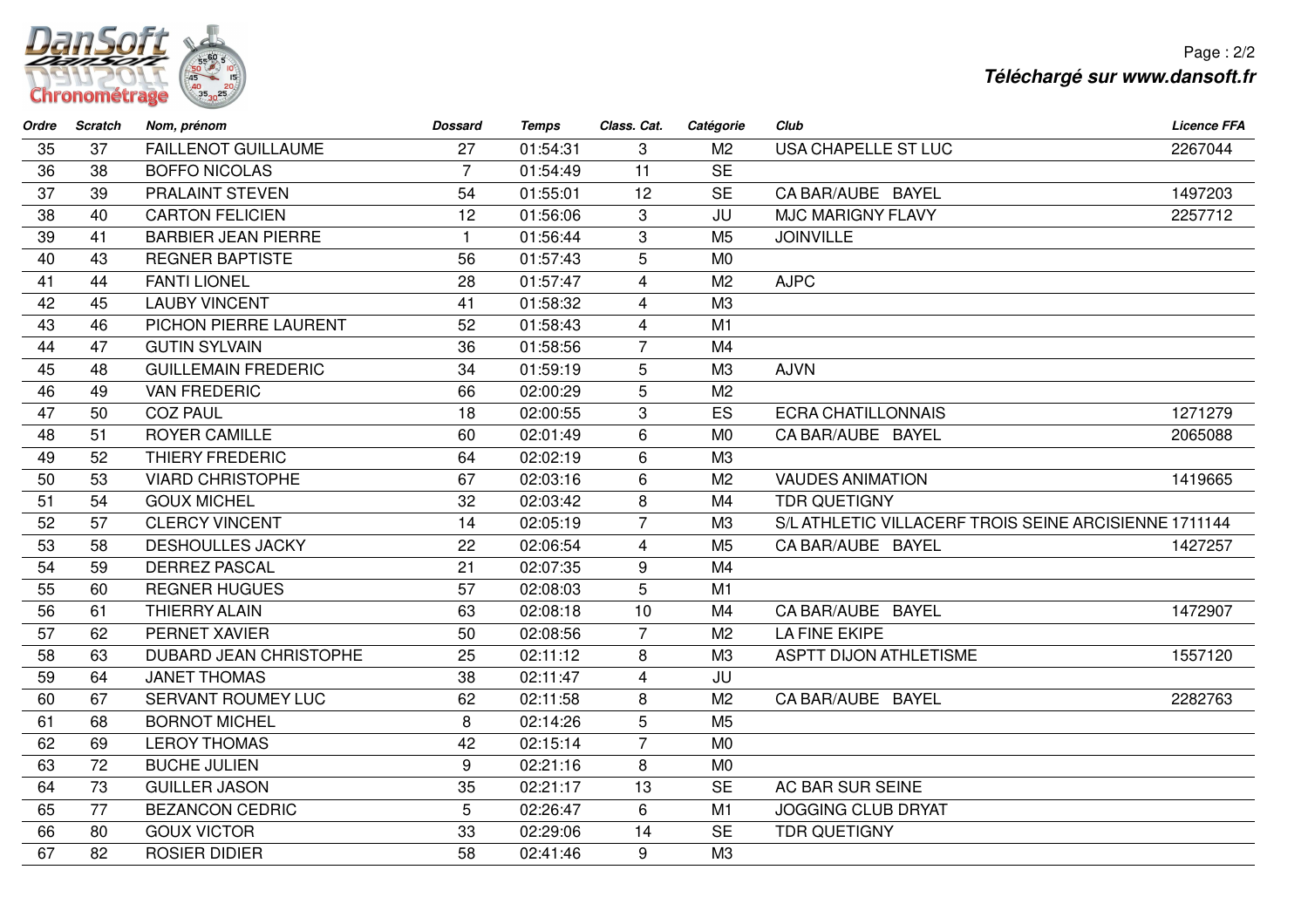| Ordre | Scratch | Nom, prénom | Dossard | Temps | Class. Cat. | Catégorie | Club | Licence FFA |
|---|---|---|---|---|---|---|---|---|
| 35 | 37 | FAILLENOT GUILLAUME | 27 | 01:54:31 | 3 | M2 | USA CHAPELLE ST LUC | 2267044 |
| 36 | 38 | BOFFO NICOLAS | 7 | 01:54:49 | 11 | SE | | |
| 37 | 39 | PRALAINT STEVEN | 54 | 01:55:01 | 12 | SE | CA BAR/AUBE BAYEL | 1497203 |
| 38 | 40 | CARTON FELICIEN | 12 | 01:56:06 | 3 | JU | MJC MARIGNY FLAVY | 2257712 |
| 39 | 41 | BARBIER JEAN PIERRE | 1 | 01:56:44 | 3 | M5 | JOINVILLE | |
| 40 | 43 | REGNER BAPTISTE | 56 | 01:57:43 | 5 | M0 | | |
| 41 | 44 | FANTI LIONEL | 28 | 01:57:47 | 4 | M2 | AJPC | |
| 42 | 45 | LAUBY VINCENT | 41 | 01:58:32 | 4 | M3 | | |
| 43 | 46 | PICHON PIERRE LAURENT | 52 | 01:58:43 | 4 | M1 | | |
| 44 | 47 | GUTIN SYLVAIN | 36 | 01:58:56 | 7 | M4 | | |
| 45 | 48 | GUILLEMAIN FREDERIC | 34 | 01:59:19 | 5 | M3 | AJVN | |
| 46 | 49 | VAN FREDERIC | 66 | 02:00:29 | 5 | M2 | | |
| 47 | 50 | COZ PAUL | 18 | 02:00:55 | 3 | ES | ECRA CHATILLONNAIS | 1271279 |
| 48 | 51 | ROYER CAMILLE | 60 | 02:01:49 | 6 | M0 | CA BAR/AUBE BAYEL | 2065088 |
| 49 | 52 | THIERY FREDERIC | 64 | 02:02:19 | 6 | M3 | | |
| 50 | 53 | VIARD CHRISTOPHE | 67 | 02:03:16 | 6 | M2 | VAUDES ANIMATION | 1419665 |
| 51 | 54 | GOUX MICHEL | 32 | 02:03:42 | 8 | M4 | TDR QUETIGNY | |
| 52 | 57 | CLERCY VINCENT | 14 | 02:05:19 | 7 | M3 | S/L ATHLETIC VILLACERF TROIS SEINE ARCISIENNE | 1711144 |
| 53 | 58 | DESHOULLES JACKY | 22 | 02:06:54 | 4 | M5 | CA BAR/AUBE BAYEL | 1427257 |
| 54 | 59 | DERREZ PASCAL | 21 | 02:07:35 | 9 | M4 | | |
| 55 | 60 | REGNER HUGUES | 57 | 02:08:03 | 5 | M1 | | |
| 56 | 61 | THIERRY ALAIN | 63 | 02:08:18 | 10 | M4 | CA BAR/AUBE BAYEL | 1472907 |
| 57 | 62 | PERNET XAVIER | 50 | 02:08:56 | 7 | M2 | LA FINE EKIPE | |
| 58 | 63 | DUBARD JEAN CHRISTOPHE | 25 | 02:11:12 | 8 | M3 | ASPTT DIJON ATHLETISME | 1557120 |
| 59 | 64 | JANET THOMAS | 38 | 02:11:47 | 4 | JU | | |
| 60 | 67 | SERVANT ROUMEY LUC | 62 | 02:11:58 | 8 | M2 | CA BAR/AUBE BAYEL | 2282763 |
| 61 | 68 | BORNOT MICHEL | 8 | 02:14:26 | 5 | M5 | | |
| 62 | 69 | LEROY THOMAS | 42 | 02:15:14 | 7 | M0 | | |
| 63 | 72 | BUCHE JULIEN | 9 | 02:21:16 | 8 | M0 | | |
| 64 | 73 | GUILLER JASON | 35 | 02:21:17 | 13 | SE | AC BAR SUR SEINE | |
| 65 | 77 | BEZANCON CEDRIC | 5 | 02:26:47 | 6 | M1 | JOGGING CLUB DRYAT | |
| 66 | 80 | GOUX VICTOR | 33 | 02:29:06 | 14 | SE | TDR QUETIGNY | |
| 67 | 82 | ROSIER DIDIER | 58 | 02:41:46 | 9 | M3 | | |